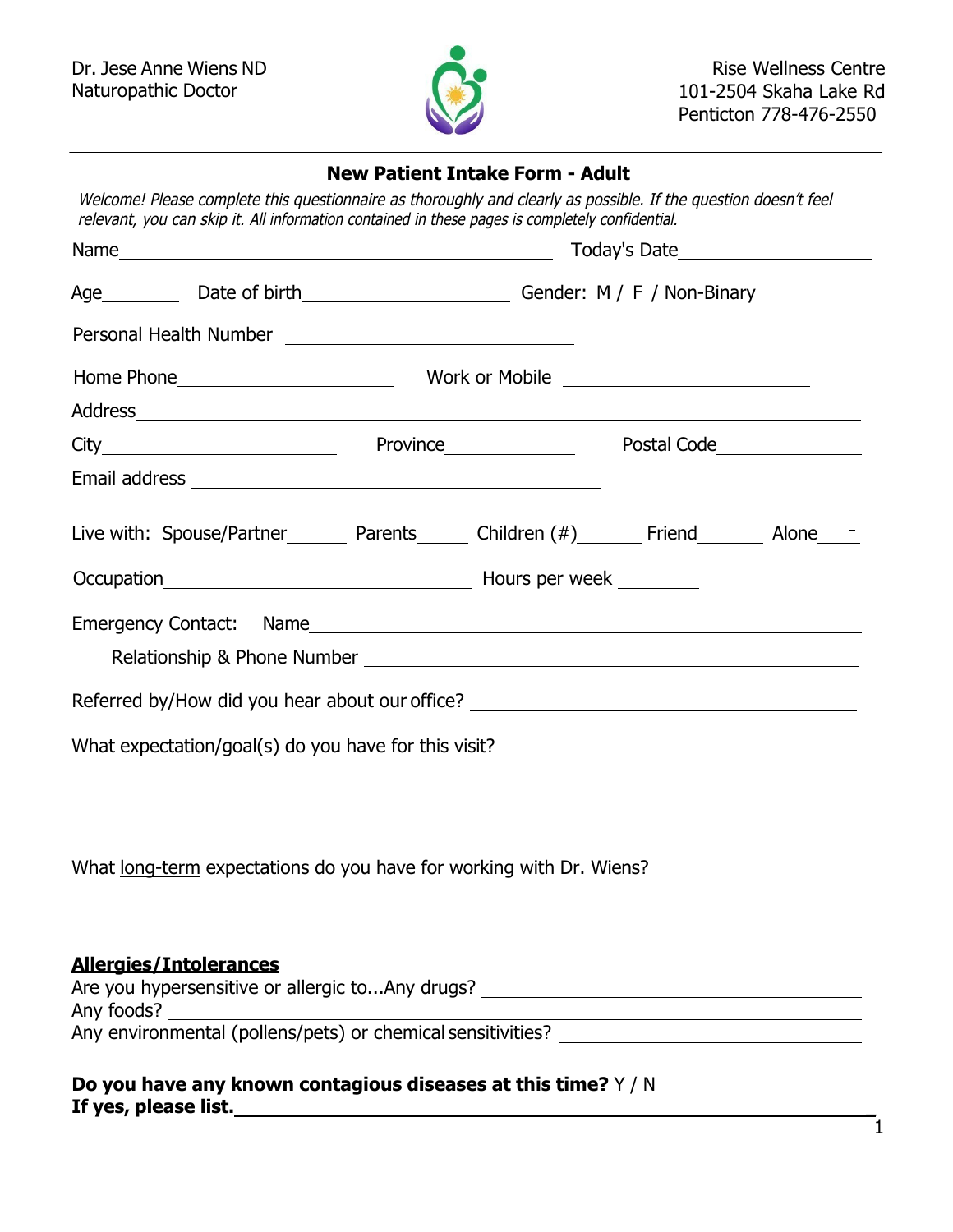Dr. Jese Anne Wiens ND
Naturopathic Doctor

Rise Wellness Centre
101-2504 Skaha Lake Rd
Penticton 778-476-2550

---

## New Patient Intake Form - Adult

*Welcome! Please complete this questionnaire as thoroughly and clearly as possible. If the question doesn't feel relevant, you can skip it. All information contained in these pages is completely confidential.*

Name\_\_\_\_\_\_\_\_\_\_\_\_\_\_\_\_\_\_\_\_\_\_\_\_\_\_\_\_\_\_\_\_\_\_\_\_\_\_\_\_\_\_\_\_ Today's Date\_\_\_\_\_\_\_\_\_\_\_\_\_\_\_\_\_\_\_\_

Age\_\_\_\_\_\_\_\_ Date of birth\_\_\_\_\_\_\_\_\_\_\_\_\_\_\_\_\_\_\_\_\_\_ Gender: M / F / Non-Binary

Personal Health Number \_\_\_\_\_\_\_\_\_\_\_\_\_\_\_\_\_\_\_\_\_\_\_\_\_\_\_\_\_\_

Home Phone\_\_\_\_\_\_\_\_\_\_\_\_\_\_\_\_\_\_\_\_\_\_ Work or Mobile \_\_\_\_\_\_\_\_\_\_\_\_\_\_\_\_\_\_\_\_\_\_\_\_\_\_

Address\_\_\_\_\_\_\_\_\_\_\_\_\_\_\_\_\_\_\_\_\_\_\_\_\_\_\_\_\_\_\_\_\_\_\_\_\_\_\_\_\_\_\_\_\_\_\_\_\_\_\_\_\_\_\_\_\_\_\_\_\_\_\_\_\_\_\_\_\_\_\_

City\_\_\_\_\_\_\_\_\_\_\_\_\_\_\_\_\_\_\_\_\_\_\_\_ Province\_\_\_\_\_\_\_\_\_\_\_\_\_ Postal Code\_\_\_\_\_\_\_\_\_\_\_\_\_\_\_

Email address \_\_\_\_\_\_\_\_\_\_\_\_\_\_\_\_\_\_\_\_\_\_\_\_\_\_\_\_\_\_\_\_\_\_\_\_\_\_\_\_\_\_

Live with: Spouse/Partner\_\_\_\_\_\_ Parents\_\_\_\_\_ Children (#)\_\_\_\_\_\_ Friend\_\_\_\_\_\_\_ Alone\_\_\_\_

Occupation\_\_\_\_\_\_\_\_\_\_\_\_\_\_\_\_\_\_\_\_\_\_\_\_\_\_\_\_\_\_\_\_\_ Hours per week \_\_\_\_\_\_\_\_

Emergency Contact: Name\_\_\_\_\_\_\_\_\_\_\_\_\_\_\_\_\_\_\_\_\_\_\_\_\_\_\_\_\_\_\_\_\_\_\_\_\_\_\_\_\_\_\_\_\_\_\_\_\_\_\_\_\_\_

Relationship & Phone Number \_\_\_\_\_\_\_\_\_\_\_\_\_\_\_\_\_\_\_\_\_\_\_\_\_\_\_\_\_\_\_\_\_\_\_\_\_\_\_\_\_\_\_\_\_\_\_\_

Referred by/How did you hear about our office? \_\_\_\_\_\_\_\_\_\_\_\_\_\_\_\_\_\_\_\_\_\_\_\_\_\_\_\_\_\_\_\_\_\_\_\_\_\_\_

What expectation/goal(s) do you have for <u>this visit</u>?

What <u>long-term</u> expectations do you have for working with Dr. Wiens?

### <u>Allergies/Intolerances</u>

Are you hypersensitive or allergic to...Any drugs? \_\_\_\_\_\_\_\_\_\_\_\_\_\_\_\_\_\_\_\_\_\_\_\_\_\_\_\_\_\_\_\_\_\_\_\_\_\_\_
Any foods? \_\_\_\_\_\_\_\_\_\_\_\_\_\_\_\_\_\_\_\_\_\_\_\_\_\_\_\_\_\_\_\_\_\_\_\_\_\_\_\_\_\_\_\_\_\_\_\_\_\_\_\_\_\_\_\_\_\_\_\_\_\_\_\_\_\_\_\_
Any environmental (pollens/pets) or chemical sensitivities? \_\_\_\_\_\_\_\_\_\_\_\_\_\_\_\_\_\_\_\_\_\_\_\_\_\_\_\_\_\_\_\_

**Do you have any known contagious diseases at this time?** Y / N
**If yes, please list.**\_\_\_\_\_\_\_\_\_\_\_\_\_\_\_\_\_\_\_\_\_\_\_\_\_\_\_\_\_\_\_\_\_\_\_\_\_\_\_\_\_\_\_\_\_\_\_\_\_\_\_\_\_\_\_\_\_\_\_\_\_\_\_\_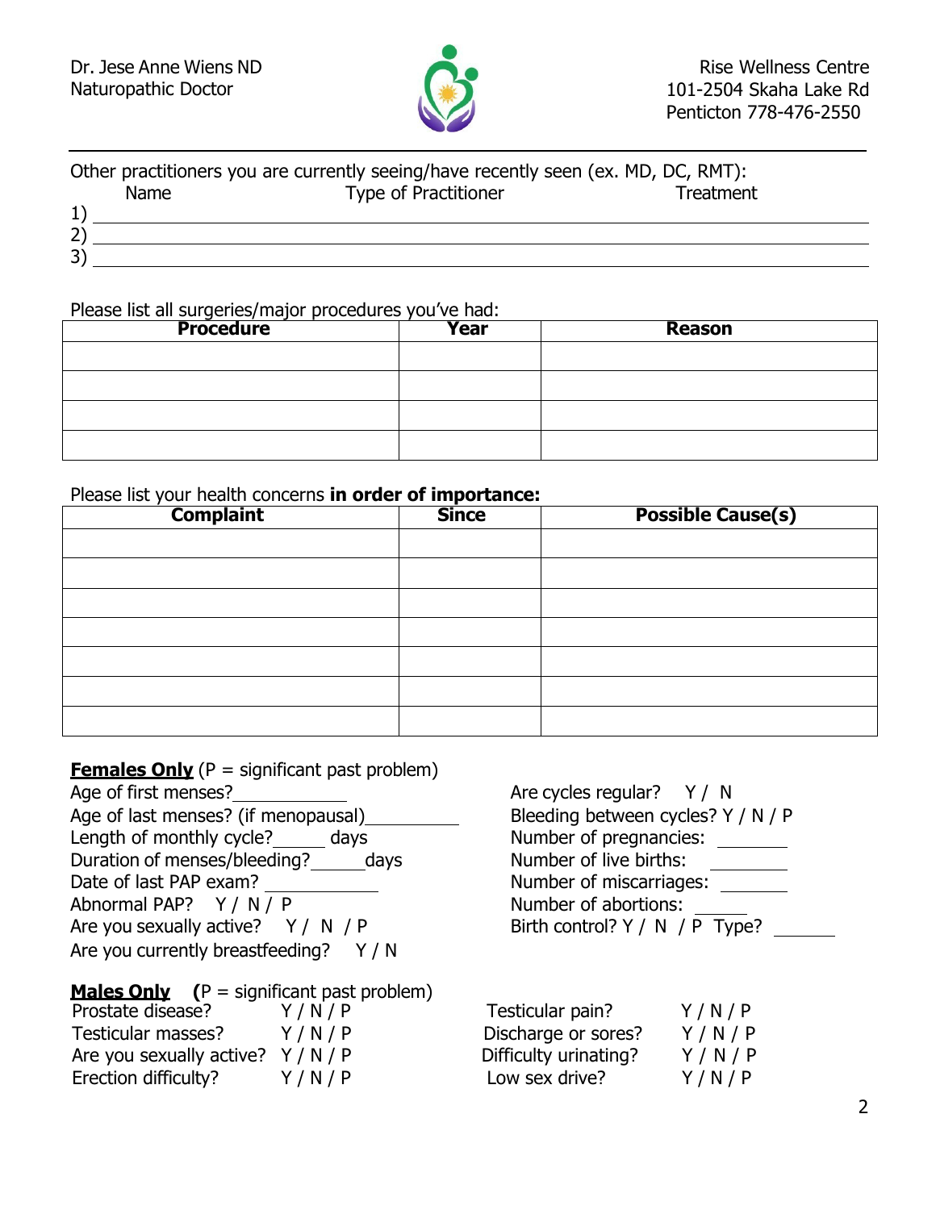Dr. Jese Anne Wiens ND
Naturopathic Doctor

Rise Wellness Centre
101-2504 Skaha Lake Rd
Penticton 778-476-2550

---

Other practitioners you are currently seeing/have recently seen (ex. MD, DC, RMT):

| | Name | Type of Practitioner | Treatment |
|---|---|---|---|
| 1) | | | |
| 2) | | | |
| 3) | | | |

Please list all surgeries/major procedures you've had:

| **Procedure** | **Year** | **Reason** |
|---|---|---|
| | | |
| | | |
| | | |
| | | |

Please list your health concerns **in order of importance:**

| **Complaint** | **Since** | **Possible Cause(s)** |
|---|---|---|
| | | |
| | | |
| | | |
| | | |
| | | |
| | | |
| | | |

**Females Only** (P = significant past problem)

Age of first menses?____________

Age of last menses? (if menopausal)__________

Length of monthly cycle?______ days

Duration of menses/bleeding?______days

Date of last PAP exam? ____________

Abnormal PAP? Y / N / P

Are you sexually active? Y / N / P

Are you currently breastfeeding? Y / N

Are cycles regular? Y / N

Bleeding between cycles? Y / N / P

Number of pregnancies: ________

Number of live births: ________

Number of miscarriages: ________

Number of abortions: ______

Birth control? Y / N / P Type? _______

**Males Only** (P = significant past problem)

| | | | |
|---|---|---|---|
| Prostate disease? | Y / N / P | Testicular pain? | Y / N / P |
| Testicular masses? | Y / N / P | Discharge or sores? | Y / N / P |
| Are you sexually active? | Y / N / P | Difficulty urinating? | Y / N / P |
| Erection difficulty? | Y / N / P | Low sex drive? | Y / N / P |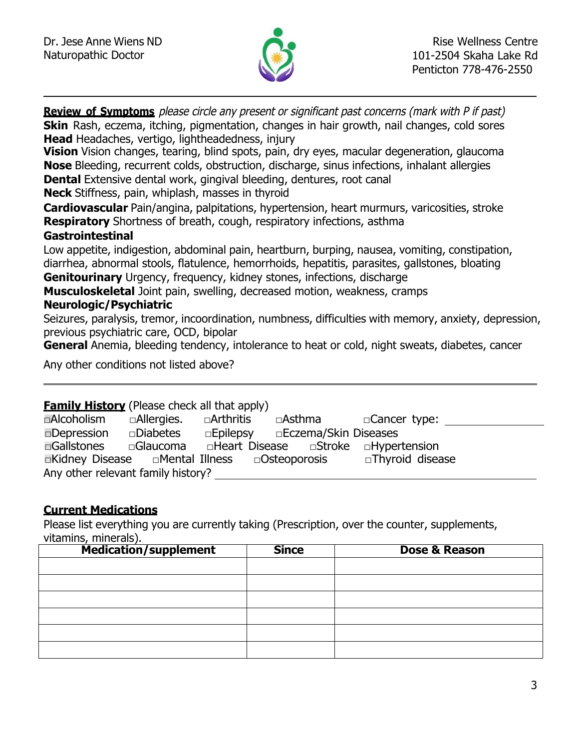Dr. Jese Anne Wiens ND
Naturopathic Doctor

Rise Wellness Centre
101-2504 Skaha Lake Rd
Penticton 778-476-2550

---

**Review of Symptoms** *please circle any present or significant past concerns (mark with P if past)*

**Skin** Rash, eczema, itching, pigmentation, changes in hair growth, nail changes, cold sores

**Head** Headaches, vertigo, lightheadedness, injury

**Vision** Vision changes, tearing, blind spots, pain, dry eyes, macular degeneration, glaucoma

**Nose** Bleeding, recurrent colds, obstruction, discharge, sinus infections, inhalant allergies

**Dental** Extensive dental work, gingival bleeding, dentures, root canal

**Neck** Stiffness, pain, whiplash, masses in thyroid

**Cardiovascular** Pain/angina, palpitations, hypertension, heart murmurs, varicosities, stroke

**Respiratory** Shortness of breath, cough, respiratory infections, asthma

**Gastrointestinal**

Low appetite, indigestion, abdominal pain, heartburn, burping, nausea, vomiting, constipation, diarrhea, abnormal stools, flatulence, hemorrhoids, hepatitis, parasites, gallstones, bloating

**Genitourinary** Urgency, frequency, kidney stones, infections, discharge

**Musculoskeletal** Joint pain, swelling, decreased motion, weakness, cramps

**Neurologic/Psychiatric**

Seizures, paralysis, tremor, incoordination, numbness, difficulties with memory, anxiety, depression, previous psychiatric care, OCD, bipolar

**General** Anemia, bleeding tendency, intolerance to heat or cold, night sweats, diabetes, cancer

Any other conditions not listed above?

---

**Family History** (Please check all that apply)

- ☐ Alcoholism ☐ Allergies. ☐ Arthritis ☐ Asthma ☐ Cancer type: ______________
- ☐ Depression ☐ Diabetes ☐ Epilepsy ☐ Eczema/Skin Diseases
- ☐ Gallstones ☐ Glaucoma ☐ Heart Disease ☐ Stroke ☐ Hypertension
- ☐ Kidney Disease ☐ Mental Illness ☐ Osteoporosis ☐ Thyroid disease

Any other relevant family history? ________________________________

**Current Medications**

Please list everything you are currently taking (Prescription, over the counter, supplements, vitamins, minerals).

| Medication/supplement | Since | Dose & Reason |
|---|---|---|
| | | |
| | | |
| | | |
| | | |
| | | |
| | | |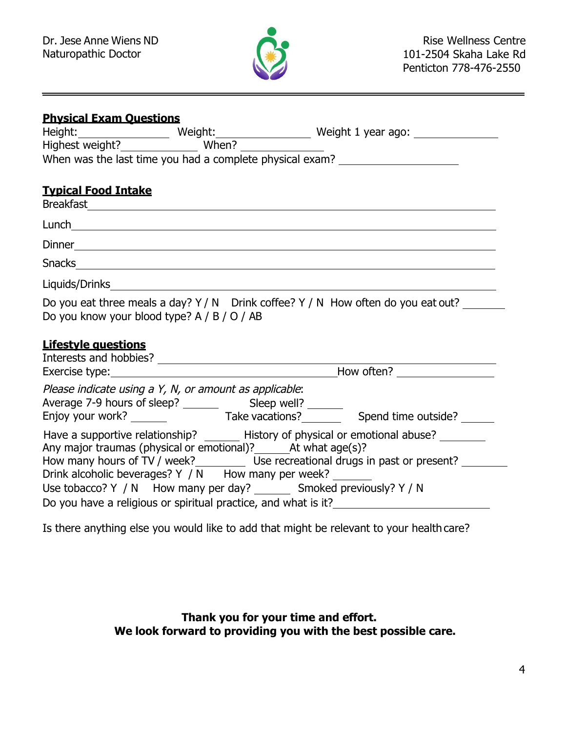Dr. Jese Anne Wiens ND
Naturopathic Doctor

Rise Wellness Centre
101-2504 Skaha Lake Rd
Penticton 778-476-2550

---

**Physical Exam Questions**

Height: ______________ Weight: ______________ Weight 1 year ago: ______________

Highest weight? ____________ When? ____________

When was the last time you had a complete physical exam? ________________

**Typical Food Intake**

Breakfast ______________________________________________

Lunch ______________________________________________

Dinner ______________________________________________

Snacks ______________________________________________

Liquids/Drinks ______________________________________________

Do you eat three meals a day? Y / N Drink coffee? Y / N How often do you eat out? _______

Do you know your blood type? A / B / O / AB

**Lifestyle questions**

Interests and hobbies? ______________________________________________

Exercise type: ______________________________ How often? ______________

*Please indicate using a Y, N, or amount as applicable*:

Average 7-9 hours of sleep? ______ Sleep well? ______

Enjoy your work? ______ Take vacations? ______ Spend time outside? ______

Have a supportive relationship? ______ History of physical or emotional abuse? _______

Any major traumas (physical or emotional)? ______ At what age(s)?

How many hours of TV / week? ________ Use recreational drugs in past or present? _______

Drink alcoholic beverages? Y / N How many per week? ______

Use tobacco? Y / N How many per day? ______ Smoked previously? Y / N

Do you have a religious or spiritual practice, and what is it? ______________________

Is there anything else you would like to add that might be relevant to your health care?

**Thank you for your time and effort.**
**We look forward to providing you with the best possible care.**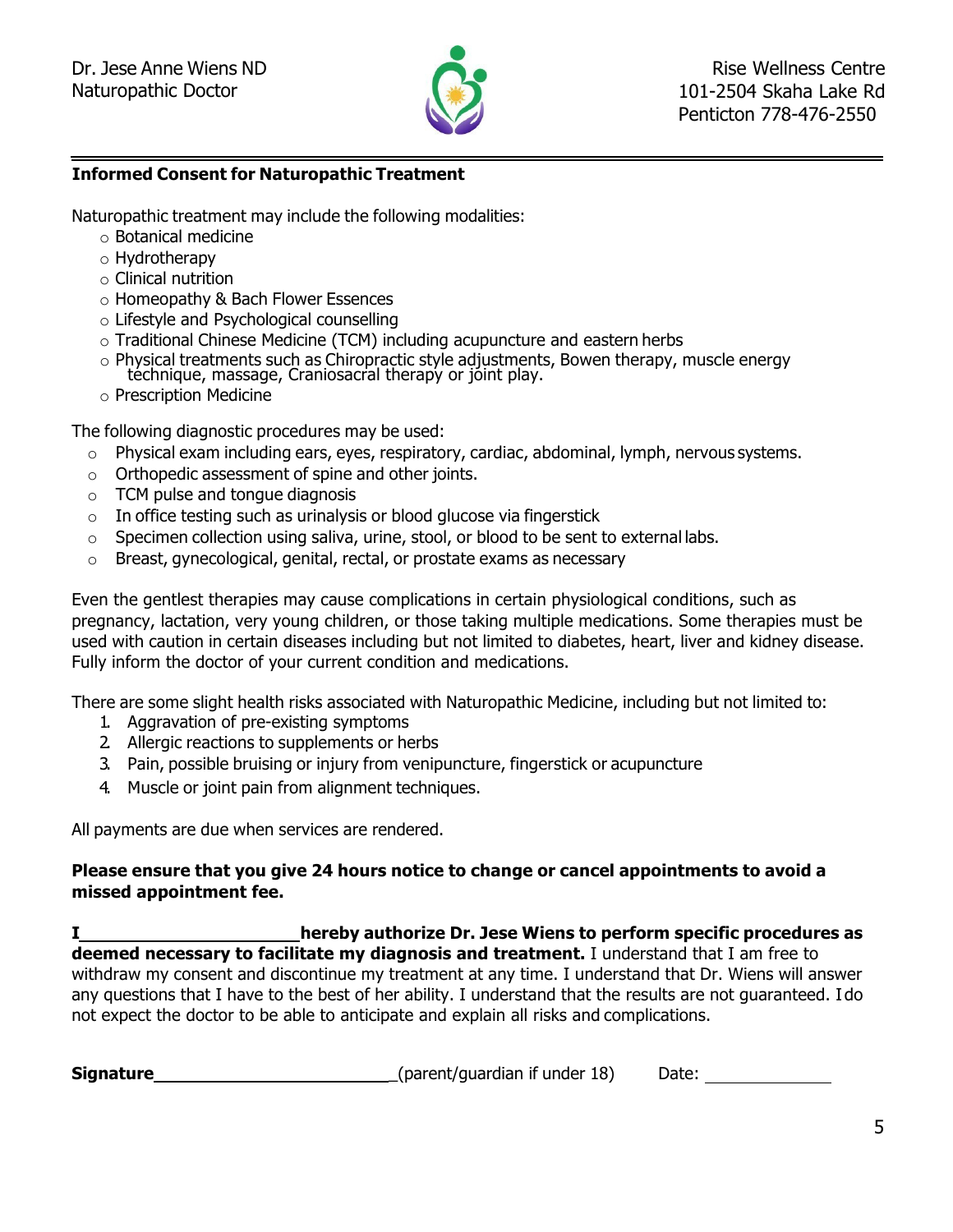Dr. Jese Anne Wiens ND
Naturopathic Doctor

Rise Wellness Centre
101-2504 Skaha Lake Rd
Penticton 778-476-2550

**Informed Consent for Naturopathic Treatment**

Naturopathic treatment may include the following modalities:

- Botanical medicine
- Hydrotherapy
- Clinical nutrition
- Homeopathy & Bach Flower Essences
- Lifestyle and Psychological counselling
- Traditional Chinese Medicine (TCM) including acupuncture and eastern herbs
- Physical treatments such as Chiropractic style adjustments, Bowen therapy, muscle energy technique, massage, Craniosacral therapy or joint play.
- Prescription Medicine

The following diagnostic procedures may be used:

- Physical exam including ears, eyes, respiratory, cardiac, abdominal, lymph, nervous systems.
- Orthopedic assessment of spine and other joints.
- TCM pulse and tongue diagnosis
- In office testing such as urinalysis or blood glucose via fingerstick
- Specimen collection using saliva, urine, stool, or blood to be sent to external labs.
- Breast, gynecological, genital, rectal, or prostate exams as necessary

Even the gentlest therapies may cause complications in certain physiological conditions, such as pregnancy, lactation, very young children, or those taking multiple medications. Some therapies must be used with caution in certain diseases including but not limited to diabetes, heart, liver and kidney disease. Fully inform the doctor of your current condition and medications.

There are some slight health risks associated with Naturopathic Medicine, including but not limited to:

1. Aggravation of pre-existing symptoms
2. Allergic reactions to supplements or herbs
3. Pain, possible bruising or injury from venipuncture, fingerstick or acupuncture
4. Muscle or joint pain from alignment techniques.

All payments are due when services are rendered.

**Please ensure that you give 24 hours notice to change or cancel appointments to avoid a missed appointment fee.**

**I______________________ hereby authorize Dr. Jese Wiens to perform specific procedures as deemed necessary to facilitate my diagnosis and treatment.** I understand that I am free to withdraw my consent and discontinue my treatment at any time. I understand that Dr. Wiens will answer any questions that I have to the best of her ability. I understand that the results are not guaranteed. I do not expect the doctor to be able to anticipate and explain all risks and complications.

**Signature**______________________ (parent/guardian if under 18)    Date: ______________